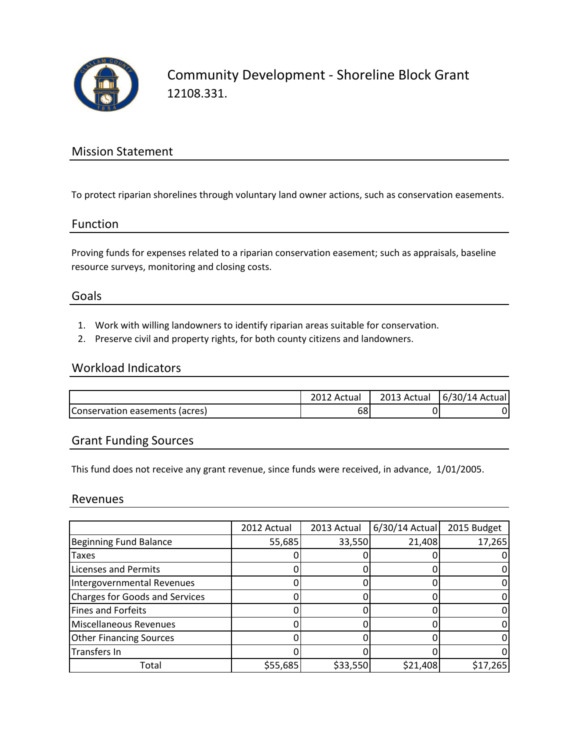# Community Development - Shoreline Block Grant

12108.331.

## Mission Statement

To protect riparian shorelines through voluntary land owner actions, such as conservation easements.

## Function

Proving funds for expenses related to a riparian conservation easement; such as appraisals, baseline resource surveys, monitoring and closing costs.

## Goals

1. Work with willing landowners to identify riparian areas suitable for conservation.
2. Preserve civil and property rights, for both county citizens and landowners.

## Workload Indicators

| | 2012 Actual | 2013 Actual | 6/30/14 Actual |
|---|---|---|---|
| Conservation easements (acres) | 68 | 0 | 0 |

## Grant Funding Sources

This fund does not receive any grant revenue, since funds were received, in advance, 1/01/2005.

## Revenues

| | 2012 Actual | 2013 Actual | 6/30/14 Actual | 2015 Budget |
|---|---|---|---|---|
| Beginning Fund Balance | 55,685 | 33,550 | 21,408 | 17,265 |
| Taxes | 0 | 0 | 0 | 0 |
| Licenses and Permits | 0 | 0 | 0 | 0 |
| Intergovernmental Revenues | 0 | 0 | 0 | 0 |
| Charges for Goods and Services | 0 | 0 | 0 | 0 |
| Fines and Forfeits | 0 | 0 | 0 | 0 |
| Miscellaneous Revenues | 0 | 0 | 0 | 0 |
| Other Financing Sources | 0 | 0 | 0 | 0 |
| Transfers In | 0 | 0 | 0 | 0 |
| Total | $55,685 | $33,550 | $21,408 | $17,265 |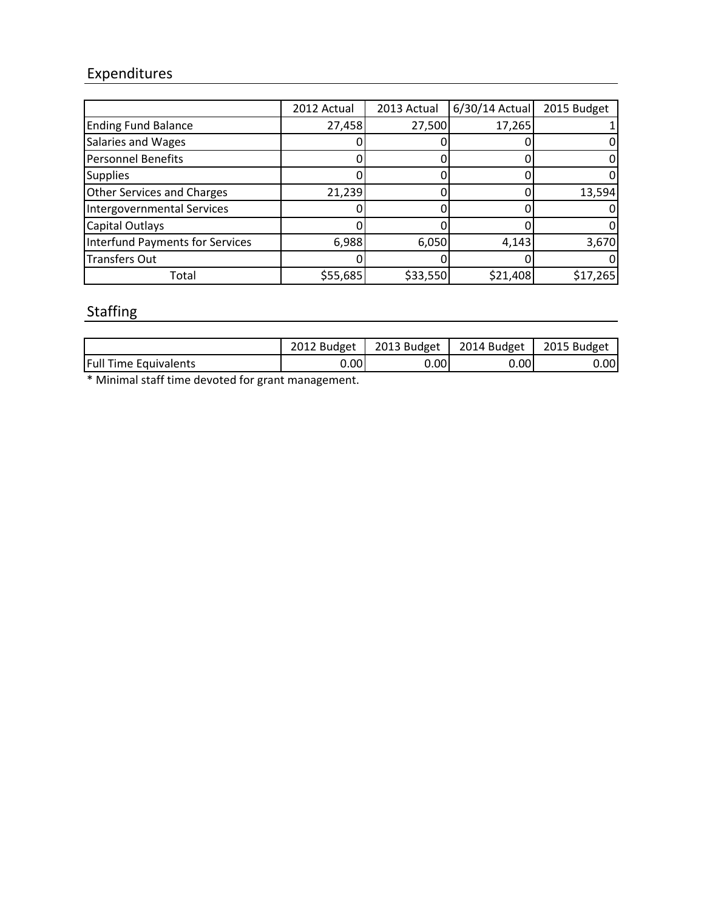## Expenditures

| | 2012 Actual | 2013 Actual | 6/30/14 Actual | 2015 Budget |
|---|---|---|---|---|
| Ending Fund Balance | 27,458 | 27,500 | 17,265 | 1 |
| Salaries and Wages | 0 | 0 | 0 | 0 |
| Personnel Benefits | 0 | 0 | 0 | 0 |
| Supplies | 0 | 0 | 0 | 0 |
| Other Services and Charges | 21,239 | 0 | 0 | 13,594 |
| Intergovernmental Services | 0 | 0 | 0 | 0 |
| Capital Outlays | 0 | 0 | 0 | 0 |
| Interfund Payments for Services | 6,988 | 6,050 | 4,143 | 3,670 |
| Transfers Out | 0 | 0 | 0 | 0 |
| Total | $55,685 | $33,550 | $21,408 | $17,265 |

## Staffing

| | 2012 Budget | 2013 Budget | 2014 Budget | 2015 Budget |
|---|---|---|---|---|
| Full Time Equivalents | 0.00 | 0.00 | 0.00 | 0.00 |

* Minimal staff time devoted for grant management.